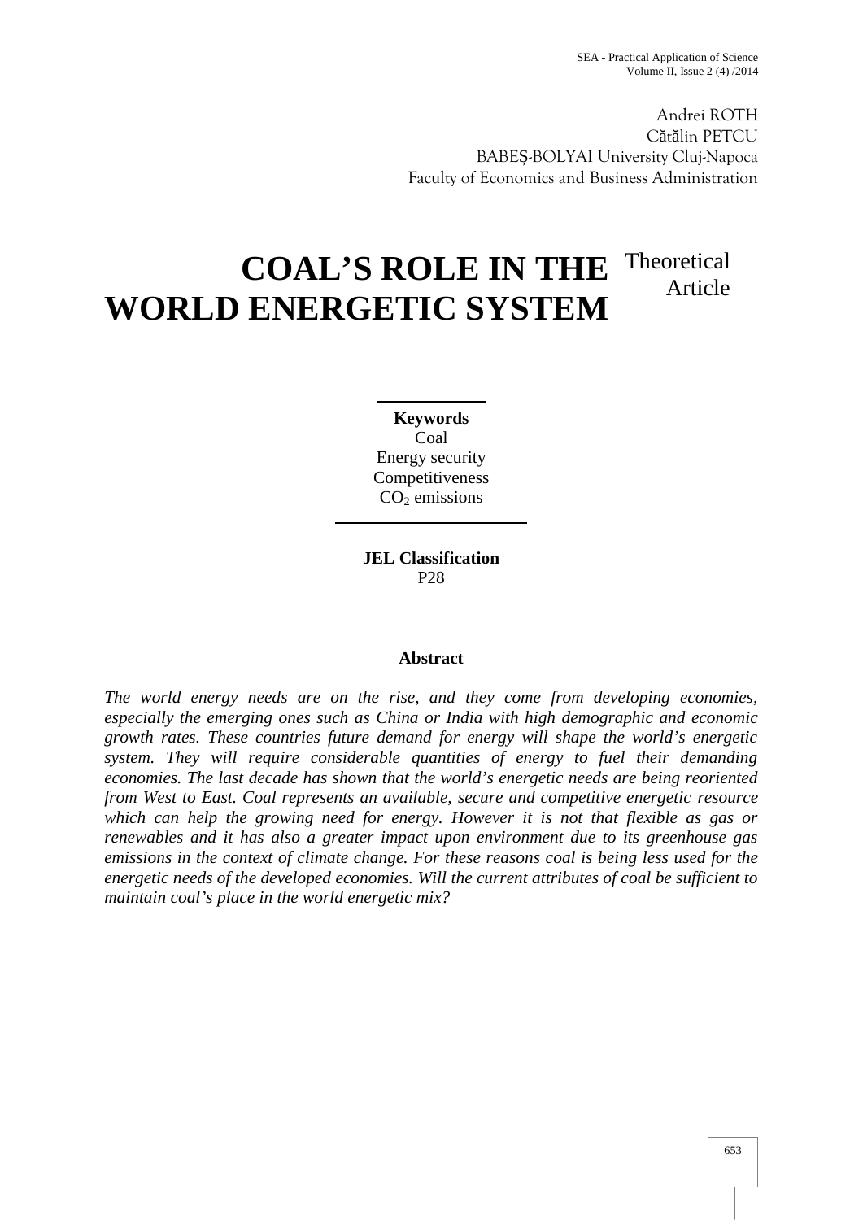Andrei ROTH
Cătălin PETCU
BABEŞ-BOLYAI University Cluj-Napoca
Faculty of Economics and Business Administration

# COAL'S ROLE IN THE WORLD ENERGETIC SYSTEM

Theoretical Article

**Keywords**
Coal
Energy security
Competitiveness
$CO_2$ emissions

**JEL Classification**
P28

**Abstract**

*The world energy needs are on the rise, and they come from developing economies, especially the emerging ones such as China or India with high demographic and economic growth rates. These countries future demand for energy will shape the world's energetic system. They will require considerable quantities of energy to fuel their demanding economies. The last decade has shown that the world's energetic needs are being reoriented from West to East. Coal represents an available, secure and competitive energetic resource which can help the growing need for energy. However it is not that flexible as gas or renewables and it has also a greater impact upon environment due to its greenhouse gas emissions in the context of climate change. For these reasons coal is being less used for the energetic needs of the developed economies. Will the current attributes of coal be sufficient to maintain coal's place in the world energetic mix?*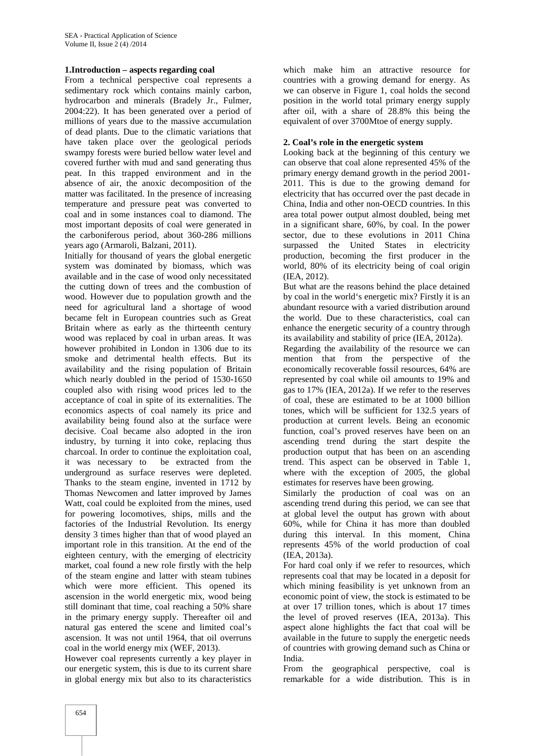## 1.Introduction – aspects regarding coal

From a technical perspective coal represents a sedimentary rock which contains mainly carbon, hydrocarbon and minerals (Bradely Jr., Fulmer, 2004:22). It has been generated over a period of millions of years due to the massive accumulation of dead plants. Due to the climatic variations that have taken place over the geological periods swampy forests were buried bellow water level and covered further with mud and sand generating thus peat. In this trapped environment and in the absence of air, the anoxic decomposition of the matter was facilitated. In the presence of increasing temperature and pressure peat was converted to coal and in some instances coal to diamond. The most important deposits of coal were generated in the carboniferous period, about 360-286 millions years ago (Armaroli, Balzani, 2011).

Initially for thousand of years the global energetic system was dominated by biomass, which was available and in the case of wood only necessitated the cutting down of trees and the combustion of wood. However due to population growth and the need for agricultural land a shortage of wood became felt in European countries such as Great Britain where as early as the thirteenth century wood was replaced by coal in urban areas. It was however prohibited in London in 1306 due to its smoke and detrimental health effects. But its availability and the rising population of Britain which nearly doubled in the period of 1530-1650 coupled also with rising wood prices led to the acceptance of coal in spite of its externalities. The economics aspects of coal namely its price and availability being found also at the surface were decisive. Coal became also adopted in the iron industry, by turning it into coke, replacing thus charcoal. In order to continue the exploitation coal, it was necessary to be extracted from the underground as surface reserves were depleted. Thanks to the steam engine, invented in 1712 by Thomas Newcomen and latter improved by James Watt, coal could be exploited from the mines, used for powering locomotives, ships, mills and the factories of the Industrial Revolution. Its energy density 3 times higher than that of wood played an important role in this transition. At the end of the eighteen century, with the emerging of electricity market, coal found a new role firstly with the help of the steam engine and latter with steam tubines which were more efficient. This opened its ascension in the world energetic mix, wood being still dominant that time, coal reaching a 50% share in the primary energy supply. Thereafter oil and natural gas entered the scene and limited coal's ascension. It was not until 1964, that oil overruns coal in the world energy mix (WEF, 2013).

However coal represents currently a key player in our energetic system, this is due to its current share in global energy mix but also to its characteristics which make him an attractive resource for countries with a growing demand for energy. As we can observe in Figure 1, coal holds the second position in the world total primary energy supply after oil, with a share of 28.8% this being the equivalent of over 3700Mtoe of energy supply.

## 2. Coal's role in the energetic system

Looking back at the beginning of this century we can observe that coal alone represented 45% of the primary energy demand growth in the period 2001-2011. This is due to the growing demand for electricity that has occurred over the past decade in China, India and other non-OECD countries. In this area total power output almost doubled, being met in a significant share, 60%, by coal. In the power sector, due to these evolutions in 2011 China surpassed the United States in electricity production, becoming the first producer in the world, 80% of its electricity being of coal origin (IEA, 2012).

But what are the reasons behind the place detained by coal in the world's energetic mix? Firstly it is an abundant resource with a varied distribution around the world. Due to these characteristics, coal can enhance the energetic security of a country through its availability and stability of price (IEA, 2012a).

Regarding the availability of the resource we can mention that from the perspective of the economically recoverable fossil resources, 64% are represented by coal while oil amounts to 19% and gas to 17% (IEA, 2012a). If we refer to the reserves of coal, these are estimated to be at 1000 billion tones, which will be sufficient for 132.5 years of production at current levels. Being an economic function, coal's proved reserves have been on an ascending trend during the start despite the production output that has been on an ascending trend. This aspect can be observed in Table 1, where with the exception of 2005, the global estimates for reserves have been growing.

Similarly the production of coal was on an ascending trend during this period, we can see that at global level the output has grown with about 60%, while for China it has more than doubled during this interval. In this moment, China represents 45% of the world production of coal (IEA, 2013a).

For hard coal only if we refer to resources, which represents coal that may be located in a deposit for which mining feasibility is yet unknown from an economic point of view, the stock is estimated to be at over 17 trillion tones, which is about 17 times the level of proved reserves (IEA, 2013a). This aspect alone highlights the fact that coal will be available in the future to supply the energetic needs of countries with growing demand such as China or India.

From the geographical perspective, coal is remarkable for a wide distribution. This is in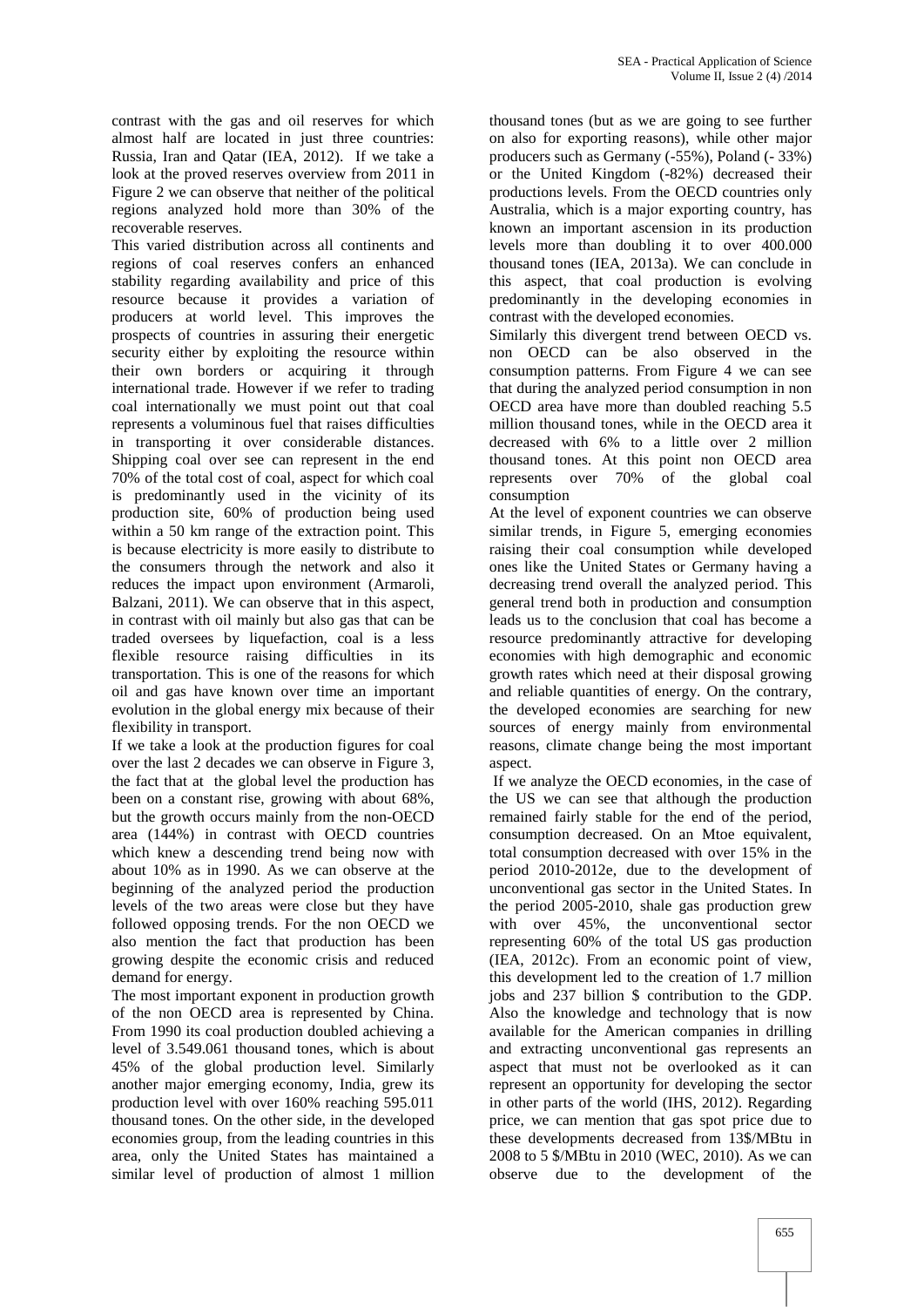contrast with the gas and oil reserves for which almost half are located in just three countries: Russia, Iran and Qatar (IEA, 2012). If we take a look at the proved reserves overview from 2011 in Figure 2 we can observe that neither of the political regions analyzed hold more than 30% of the recoverable reserves.

This varied distribution across all continents and regions of coal reserves confers an enhanced stability regarding availability and price of this resource because it provides a variation of producers at world level. This improves the prospects of countries in assuring their energetic security either by exploiting the resource within their own borders or acquiring it through international trade. However if we refer to trading coal internationally we must point out that coal represents a voluminous fuel that raises difficulties in transporting it over considerable distances. Shipping coal over see can represent in the end 70% of the total cost of coal, aspect for which coal is predominantly used in the vicinity of its production site, 60% of production being used within a 50 km range of the extraction point. This is because electricity is more easily to distribute to the consumers through the network and also it reduces the impact upon environment (Armaroli, Balzani, 2011). We can observe that in this aspect, in contrast with oil mainly but also gas that can be traded oversees by liquefaction, coal is a less flexible resource raising difficulties in its transportation. This is one of the reasons for which oil and gas have known over time an important evolution in the global energy mix because of their flexibility in transport.

If we take a look at the production figures for coal over the last 2 decades we can observe in Figure 3, the fact that at the global level the production has been on a constant rise, growing with about 68%, but the growth occurs mainly from the non-OECD area (144%) in contrast with OECD countries which knew a descending trend being now with about 10% as in 1990. As we can observe at the beginning of the analyzed period the production levels of the two areas were close but they have followed opposing trends. For the non OECD we also mention the fact that production has been growing despite the economic crisis and reduced demand for energy.

The most important exponent in production growth of the non OECD area is represented by China. From 1990 its coal production doubled achieving a level of 3.549.061 thousand tones, which is about 45% of the global production level. Similarly another major emerging economy, India, grew its production level with over 160% reaching 595.011 thousand tones. On the other side, in the developed economies group, from the leading countries in this area, only the United States has maintained a similar level of production of almost 1 million thousand tones (but as we are going to see further on also for exporting reasons), while other major producers such as Germany (-55%), Poland (- 33%) or the United Kingdom (-82%) decreased their productions levels. From the OECD countries only Australia, which is a major exporting country, has known an important ascension in its production levels more than doubling it to over 400.000 thousand tones (IEA, 2013a). We can conclude in this aspect, that coal production is evolving predominantly in the developing economies in contrast with the developed economies.

Similarly this divergent trend between OECD vs. non OECD can be also observed in the consumption patterns. From Figure 4 we can see that during the analyzed period consumption in non OECD area have more than doubled reaching 5.5 million thousand tones, while in the OECD area it decreased with 6% to a little over 2 million thousand tones. At this point non OECD area represents over 70% of the global coal consumption

At the level of exponent countries we can observe similar trends, in Figure 5, emerging economies raising their coal consumption while developed ones like the United States or Germany having a decreasing trend overall the analyzed period. This general trend both in production and consumption leads us to the conclusion that coal has become a resource predominantly attractive for developing economies with high demographic and economic growth rates which need at their disposal growing and reliable quantities of energy. On the contrary, the developed economies are searching for new sources of energy mainly from environmental reasons, climate change being the most important aspect.

If we analyze the OECD economies, in the case of the US we can see that although the production remained fairly stable for the end of the period, consumption decreased. On an Mtoe equivalent, total consumption decreased with over 15% in the period 2010-2012e, due to the development of unconventional gas sector in the United States. In the period 2005-2010, shale gas production grew with over 45%, the unconventional sector representing 60% of the total US gas production (IEA, 2012c). From an economic point of view, this development led to the creation of 1.7 million jobs and 237 billion $ contribution to the GDP. Also the knowledge and technology that is now available for the American companies in drilling and extracting unconventional gas represents an aspect that must not be overlooked as it can represent an opportunity for developing the sector in other parts of the world (IHS, 2012). Regarding price, we can mention that gas spot price due to these developments decreased from 13$/MBtu in 2008 to 5 $/MBtu in 2010 (WEC, 2010). As we can observe due to the development of the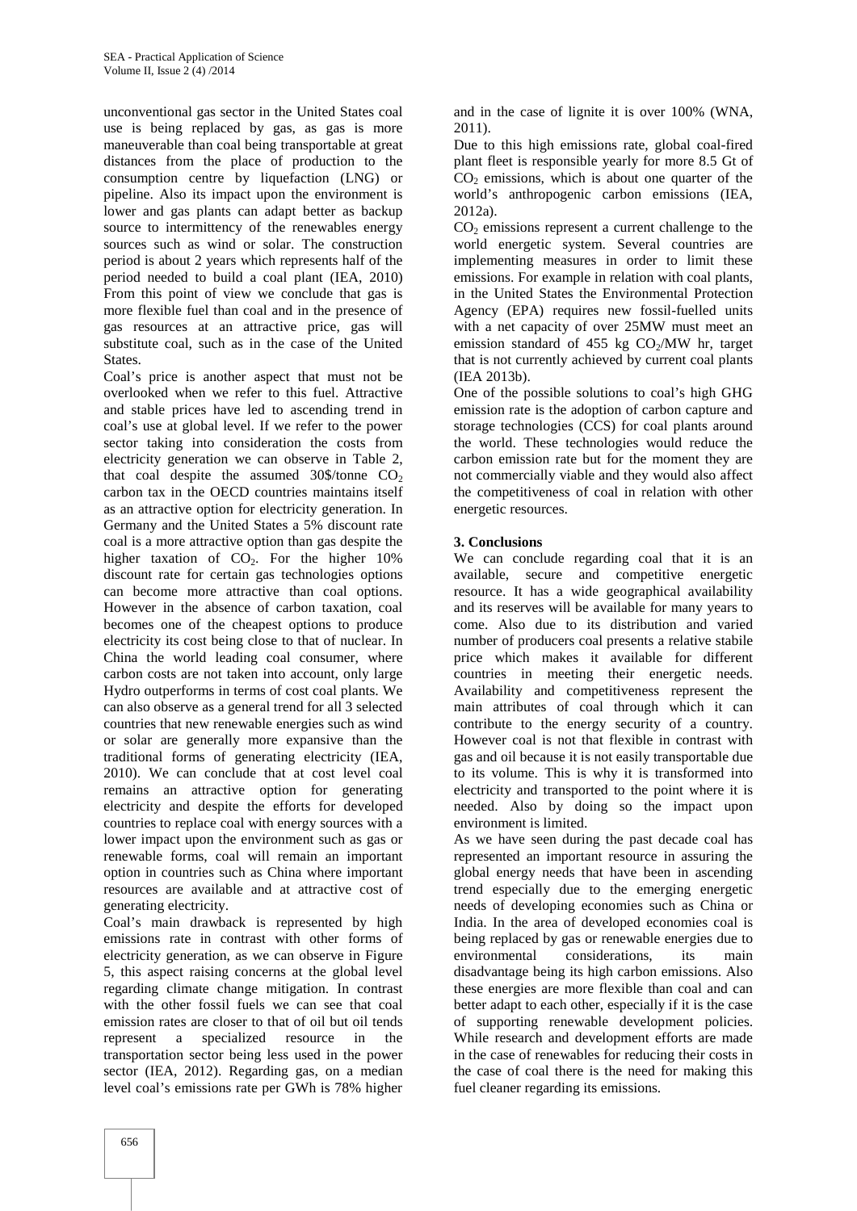unconventional gas sector in the United States coal use is being replaced by gas, as gas is more maneuverable than coal being transportable at great distances from the place of production to the consumption centre by liquefaction (LNG) or pipeline. Also its impact upon the environment is lower and gas plants can adapt better as backup source to intermittency of the renewables energy sources such as wind or solar. The construction period is about 2 years which represents half of the period needed to build a coal plant (IEA, 2010) From this point of view we conclude that gas is more flexible fuel than coal and in the presence of gas resources at an attractive price, gas will substitute coal, such as in the case of the United States.

Coal's price is another aspect that must not be overlooked when we refer to this fuel. Attractive and stable prices have led to ascending trend in coal's use at global level. If we refer to the power sector taking into consideration the costs from electricity generation we can observe in Table 2, that coal despite the assumed 30$/tonne $CO_2$ carbon tax in the OECD countries maintains itself as an attractive option for electricity generation. In Germany and the United States a 5% discount rate coal is a more attractive option than gas despite the higher taxation of $CO_2$. For the higher 10% discount rate for certain gas technologies options can become more attractive than coal options. However in the absence of carbon taxation, coal becomes one of the cheapest options to produce electricity its cost being close to that of nuclear. In China the world leading coal consumer, where carbon costs are not taken into account, only large Hydro outperforms in terms of cost coal plants. We can also observe as a general trend for all 3 selected countries that new renewable energies such as wind or solar are generally more expansive than the traditional forms of generating electricity (IEA, 2010). We can conclude that at cost level coal remains an attractive option for generating electricity and despite the efforts for developed countries to replace coal with energy sources with a lower impact upon the environment such as gas or renewable forms, coal will remain an important option in countries such as China where important resources are available and at attractive cost of generating electricity.

Coal's main drawback is represented by high emissions rate in contrast with other forms of electricity generation, as we can observe in Figure 5, this aspect raising concerns at the global level regarding climate change mitigation. In contrast with the other fossil fuels we can see that coal emission rates are closer to that of oil but oil tends represent a specialized resource in the transportation sector being less used in the power sector (IEA, 2012). Regarding gas, on a median level coal's emissions rate per GWh is 78% higher and in the case of lignite it is over 100% (WNA, 2011).

Due to this high emissions rate, global coal-fired plant fleet is responsible yearly for more 8.5 Gt of $CO_2$ emissions, which is about one quarter of the world's anthropogenic carbon emissions (IEA, 2012a).

$CO_2$ emissions represent a current challenge to the world energetic system. Several countries are implementing measures in order to limit these emissions. For example in relation with coal plants, in the United States the Environmental Protection Agency (EPA) requires new fossil-fuelled units with a net capacity of over 25MW must meet an emission standard of 455 kg $CO_2$/MW hr, target that is not currently achieved by current coal plants (IEA 2013b).

One of the possible solutions to coal's high GHG emission rate is the adoption of carbon capture and storage technologies (CCS) for coal plants around the world. These technologies would reduce the carbon emission rate but for the moment they are not commercially viable and they would also affect the competitiveness of coal in relation with other energetic resources.

## 3. Conclusions

We can conclude regarding coal that it is an available, secure and competitive energetic resource. It has a wide geographical availability and its reserves will be available for many years to come. Also due to its distribution and varied number of producers coal presents a relative stabile price which makes it available for different countries in meeting their energetic needs. Availability and competitiveness represent the main attributes of coal through which it can contribute to the energy security of a country. However coal is not that flexible in contrast with gas and oil because it is not easily transportable due to its volume. This is why it is transformed into electricity and transported to the point where it is needed. Also by doing so the impact upon environment is limited.

As we have seen during the past decade coal has represented an important resource in assuring the global energy needs that have been in ascending trend especially due to the emerging energetic needs of developing economies such as China or India. In the area of developed economies coal is being replaced by gas or renewable energies due to environmental considerations, its main disadvantage being its high carbon emissions. Also these energies are more flexible than coal and can better adapt to each other, especially if it is the case of supporting renewable development policies. While research and development efforts are made in the case of renewables for reducing their costs in the case of coal there is the need for making this fuel cleaner regarding its emissions.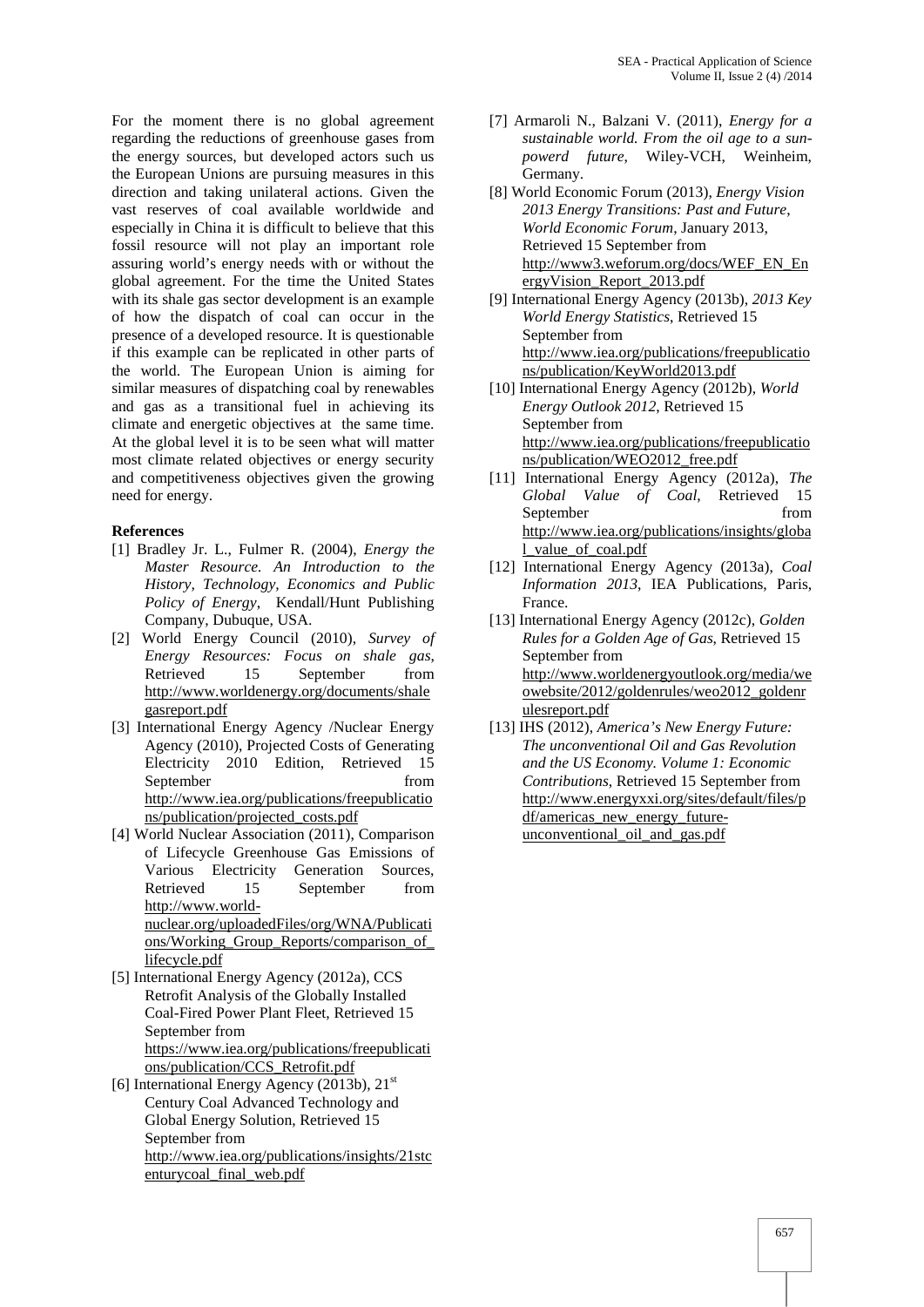For the moment there is no global agreement regarding the reductions of greenhouse gases from the energy sources, but developed actors such us the European Unions are pursuing measures in this direction and taking unilateral actions. Given the vast reserves of coal available worldwide and especially in China it is difficult to believe that this fossil resource will not play an important role assuring world's energy needs with or without the global agreement. For the time the United States with its shale gas sector development is an example of how the dispatch of coal can occur in the presence of a developed resource. It is questionable if this example can be replicated in other parts of the world. The European Union is aiming for similar measures of dispatching coal by renewables and gas as a transitional fuel in achieving its climate and energetic objectives at the same time. At the global level it is to be seen what will matter most climate related objectives or energy security and competitiveness objectives given the growing need for energy.

**References**

[1] Bradley Jr. L., Fulmer R. (2004), *Energy the Master Resource. An Introduction to the History, Technology, Economics and Public Policy of Energy*, Kendall/Hunt Publishing Company, Dubuque, USA.

[2] World Energy Council (2010), *Survey of Energy Resources: Focus on shale gas*, Retrieved 15 September from http://www.worldenergy.org/documents/shalegasreport.pdf

[3] International Energy Agency /Nuclear Energy Agency (2010), Projected Costs of Generating Electricity 2010 Edition, Retrieved 15 September from http://www.iea.org/publications/freepublications/publication/projected_costs.pdf

[4] World Nuclear Association (2011), Comparison of Lifecycle Greenhouse Gas Emissions of Various Electricity Generation Sources, Retrieved 15 September from http://www.world-nuclear.org/uploadedFiles/org/WNA/Publications/Working_Group_Reports/comparison_of_lifecycle.pdf

[5] International Energy Agency (2012a), CCS Retrofit Analysis of the Globally Installed Coal-Fired Power Plant Fleet, Retrieved 15 September from https://www.iea.org/publications/freepublications/publication/CCS_Retrofit.pdf

[6] International Energy Agency (2013b), 21st Century Coal Advanced Technology and Global Energy Solution, Retrieved 15 September from http://www.iea.org/publications/insights/21stcenturycoal_final_web.pdf

[7] Armaroli N., Balzani V. (2011), *Energy for a sustainable world. From the oil age to a sun-powerd future*, Wiley-VCH, Weinheim, Germany.

[8] World Economic Forum (2013), *Energy Vision 2013 Energy Transitions: Past and Future*, *World Economic Forum*, January 2013, Retrieved 15 September from http://www3.weforum.org/docs/WEF_EN_EnergyVision_Report_2013.pdf

[9] International Energy Agency (2013b), *2013 Key World Energy Statistics*, Retrieved 15 September from http://www.iea.org/publications/freepublications/publication/KeyWorld2013.pdf

[10] International Energy Agency (2012b), *World Energy Outlook 2012*, Retrieved 15 September from http://www.iea.org/publications/freepublications/publication/WEO2012_free.pdf

[11] International Energy Agency (2012a), *The Global Value of Coal*, Retrieved 15 September from http://www.iea.org/publications/insights/global_value_of_coal.pdf

[12] International Energy Agency (2013a), *Coal Information 2013*, IEA Publications, Paris, France.

[13] International Energy Agency (2012c), *Golden Rules for a Golden Age of Gas*, Retrieved 15 September from http://www.worldenergyoutlook.org/media/weowebsite/2012/goldenrules/weo2012_goldenrulesreport.pdf

[13] IHS (2012), *America's New Energy Future: The unconventional Oil and Gas Revolution and the US Economy. Volume 1: Economic Contributions*, Retrieved 15 September from http://www.energyxxi.org/sites/default/files/pdf/americas_new_energy_future-unconventional_oil_and_gas.pdf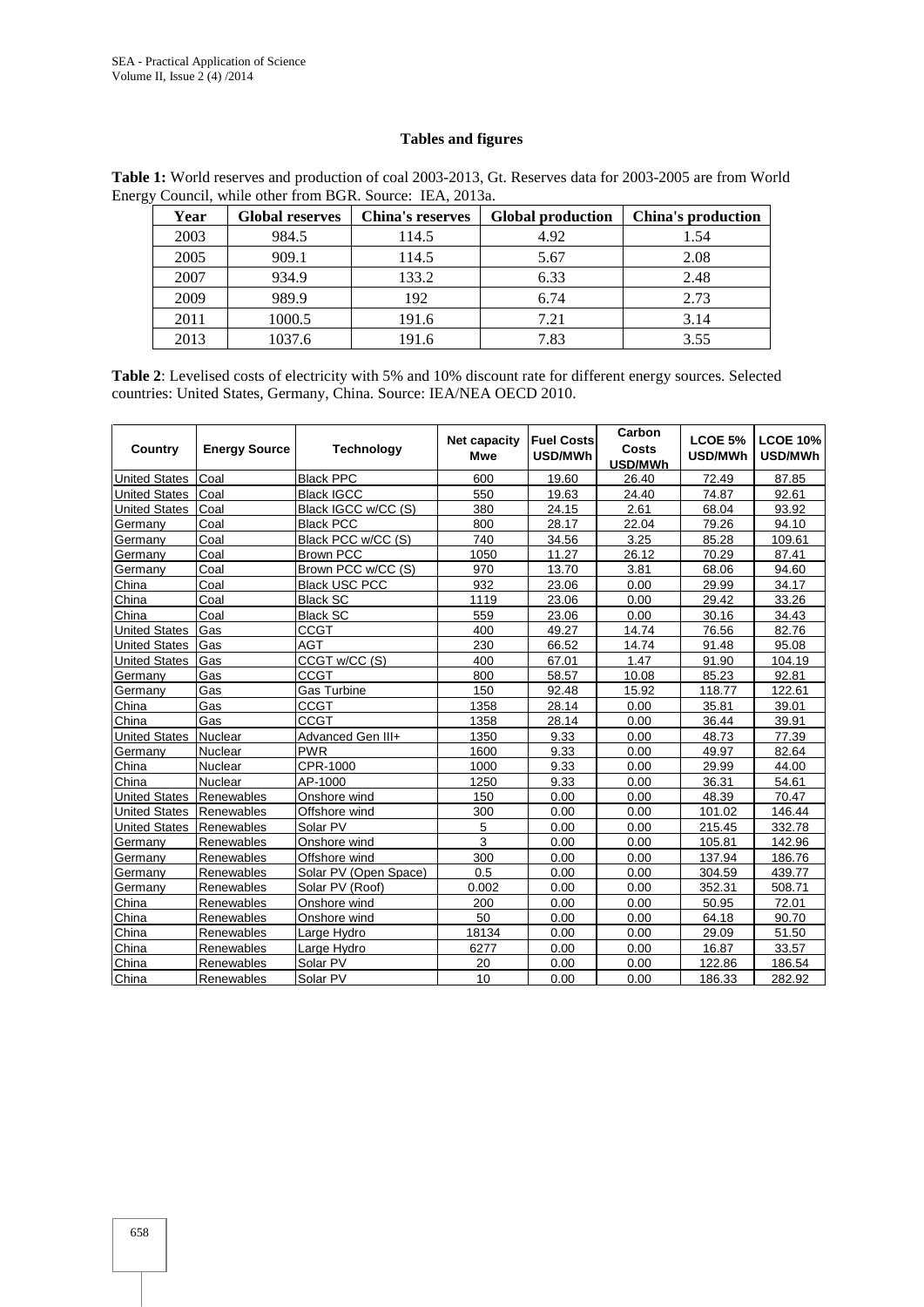## Tables and figures

**Table 1:** World reserves and production of coal 2003-2013, Gt. Reserves data for 2003-2005 are from World Energy Council, while other from BGR. Source: IEA, 2013a.

| Year | Global reserves | China's reserves | Global production | China's production |
|---|---|---|---|---|
| 2003 | 984.5 | 114.5 | 4.92 | 1.54 |
| 2005 | 909.1 | 114.5 | 5.67 | 2.08 |
| 2007 | 934.9 | 133.2 | 6.33 | 2.48 |
| 2009 | 989.9 | 192 | 6.74 | 2.73 |
| 2011 | 1000.5 | 191.6 | 7.21 | 3.14 |
| 2013 | 1037.6 | 191.6 | 7.83 | 3.55 |

**Table 2**: Levelised costs of electricity with 5% and 10% discount rate for different energy sources. Selected countries: United States, Germany, China. Source: IEA/NEA OECD 2010.

| Country | Energy Source | Technology | Net capacity Mwe | Fuel Costs USD/MWh | Carbon Costs USD/MWh | LCOE 5% USD/MWh | LCOE 10% USD/MWh |
|---|---|---|---|---|---|---|---|
| United States | Coal | Black PPC | 600 | 19.60 | 26.40 | 72.49 | 87.85 |
| United States | Coal | Black IGCC | 550 | 19.63 | 24.40 | 74.87 | 92.61 |
| United States | Coal | Black IGCC w/CC (S) | 380 | 24.15 | 2.61 | 68.04 | 93.92 |
| Germany | Coal | Black PCC | 800 | 28.17 | 22.04 | 79.26 | 94.10 |
| Germany | Coal | Black PCC w/CC (S) | 740 | 34.56 | 3.25 | 85.28 | 109.61 |
| Germany | Coal | Brown PCC | 1050 | 11.27 | 26.12 | 70.29 | 87.41 |
| Germany | Coal | Brown PCC w/CC (S) | 970 | 13.70 | 3.81 | 68.06 | 94.60 |
| China | Coal | Black USC PCC | 932 | 23.06 | 0.00 | 29.99 | 34.17 |
| China | Coal | Black SC | 1119 | 23.06 | 0.00 | 29.42 | 33.26 |
| China | Coal | Black SC | 559 | 23.06 | 0.00 | 30.16 | 34.43 |
| United States | Gas | CCGT | 400 | 49.27 | 14.74 | 76.56 | 82.76 |
| United States | Gas | AGT | 230 | 66.52 | 14.74 | 91.48 | 95.08 |
| United States | Gas | CCGT w/CC (S) | 400 | 67.01 | 1.47 | 91.90 | 104.19 |
| Germany | Gas | CCGT | 800 | 58.57 | 10.08 | 85.23 | 92.81 |
| Germany | Gas | Gas Turbine | 150 | 92.48 | 15.92 | 118.77 | 122.61 |
| China | Gas | CCGT | 1358 | 28.14 | 0.00 | 35.81 | 39.01 |
| China | Gas | CCGT | 1358 | 28.14 | 0.00 | 36.44 | 39.91 |
| United States | Nuclear | Advanced Gen III+ | 1350 | 9.33 | 0.00 | 48.73 | 77.39 |
| Germany | Nuclear | PWR | 1600 | 9.33 | 0.00 | 49.97 | 82.64 |
| China | Nuclear | CPR-1000 | 1000 | 9.33 | 0.00 | 29.99 | 44.00 |
| China | Nuclear | AP-1000 | 1250 | 9.33 | 0.00 | 36.31 | 54.61 |
| United States | Renewables | Onshore wind | 150 | 0.00 | 0.00 | 48.39 | 70.47 |
| United States | Renewables | Offshore wind | 300 | 0.00 | 0.00 | 101.02 | 146.44 |
| United States | Renewables | Solar PV | 5 | 0.00 | 0.00 | 215.45 | 332.78 |
| Germany | Renewables | Onshore wind | 3 | 0.00 | 0.00 | 105.81 | 142.96 |
| Germany | Renewables | Offshore wind | 300 | 0.00 | 0.00 | 137.94 | 186.76 |
| Germany | Renewables | Solar PV (Open Space) | 0.5 | 0.00 | 0.00 | 304.59 | 439.77 |
| Germany | Renewables | Solar PV (Roof) | 0.002 | 0.00 | 0.00 | 352.31 | 508.71 |
| China | Renewables | Onshore wind | 200 | 0.00 | 0.00 | 50.95 | 72.01 |
| China | Renewables | Onshore wind | 50 | 0.00 | 0.00 | 64.18 | 90.70 |
| China | Renewables | Large Hydro | 18134 | 0.00 | 0.00 | 29.09 | 51.50 |
| China | Renewables | Large Hydro | 6277 | 0.00 | 0.00 | 16.87 | 33.57 |
| China | Renewables | Solar PV | 20 | 0.00 | 0.00 | 122.86 | 186.54 |
| China | Renewables | Solar PV | 10 | 0.00 | 0.00 | 186.33 | 282.92 |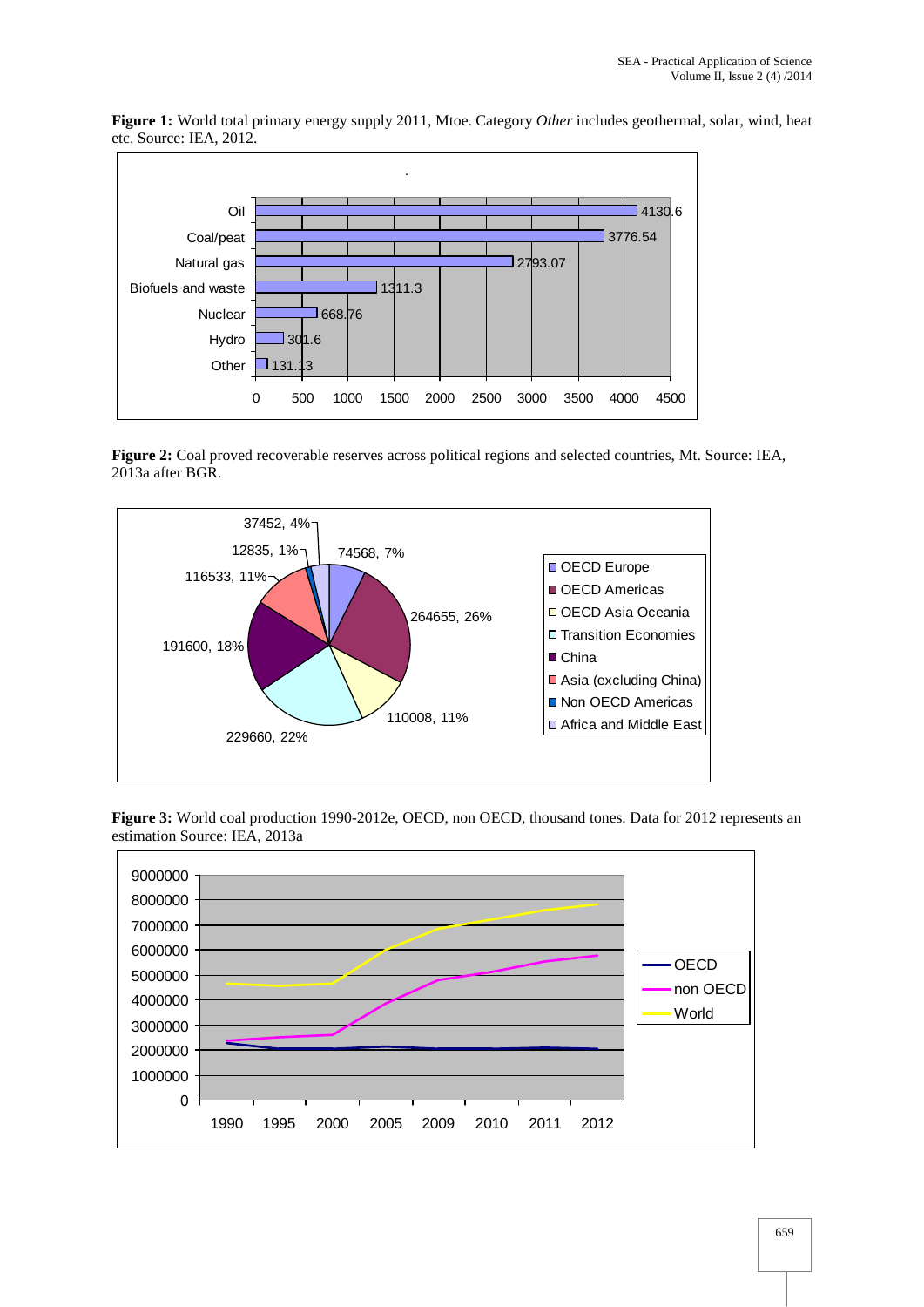**Figure 1:** World total primary energy supply 2011, Mtoe. Category *Other* includes geothermal, solar, wind, heat etc. Source: IEA, 2012.

| Category | Mtoe |
|---|---|
| Oil | 4130.6 |
| Coal/peat | 3776.54 |
| Natural gas | 2793.07 |
| Biofuels and waste | 1311.3 |
| Nuclear | 668.76 |
| Hydro | 301.6 |
| Other | 131.13 |

**Figure 2:** Coal proved recoverable reserves across political regions and selected countries, Mt. Source: IEA, 2013a after BGR.

| Region | Mt | Share |
|---|---|---|
| OECD Europe | 74568 | 7% |
| OECD Americas | 264655 | 26% |
| OECD Asia Oceania | 110008 | 11% |
| Transition Economies | 229660 | 22% |
| China | 191600 | 18% |
| Asia (excluding China) | 116533 | 11% |
| Non OECD Americas | 12835 | 1% |
| Africa and Middle East | 37452 | 4% |

**Figure 3:** World coal production 1990-2012e, OECD, non OECD, thousand tones. Data for 2012 represents an estimation Source: IEA, 2013a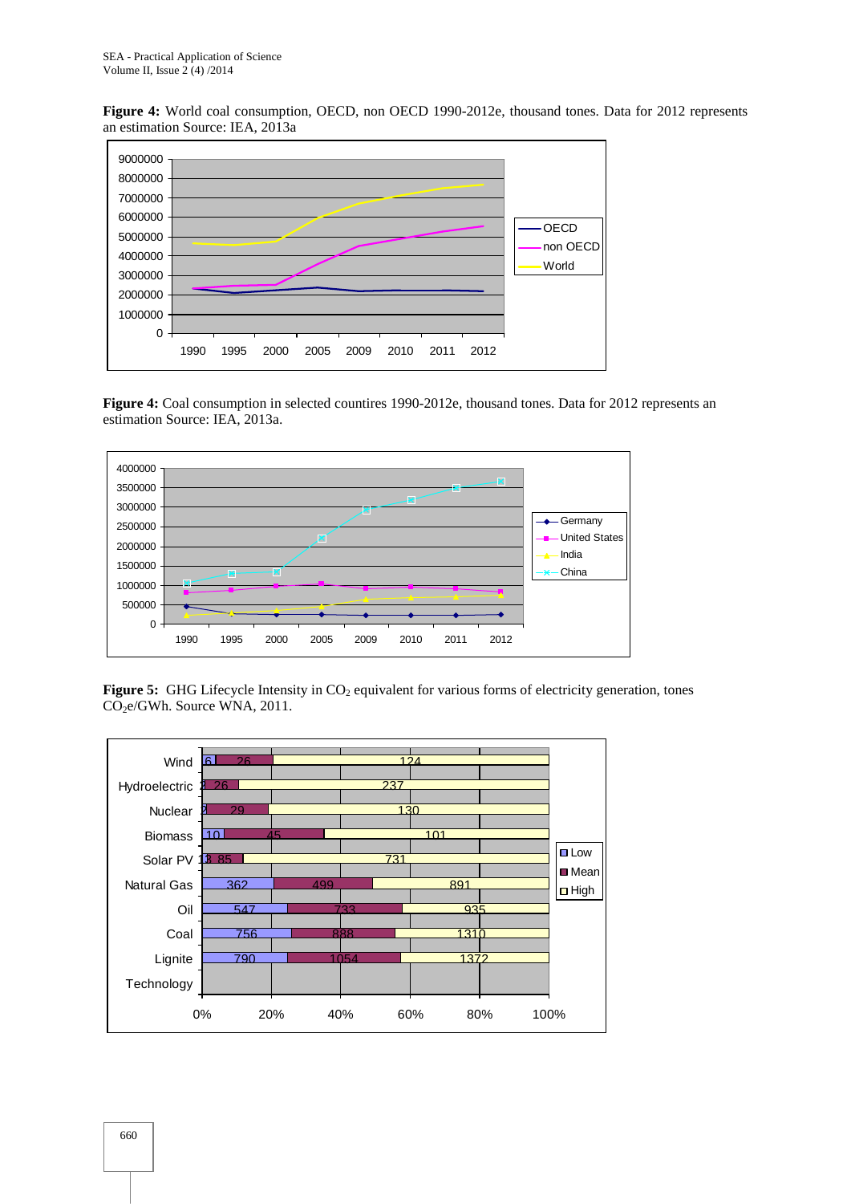**Figure 4:** World coal consumption, OECD, non OECD 1990-2012e, thousand tones. Data for 2012 represents an estimation Source: IEA, 2013a

9000000
8000000
7000000
6000000
5000000
4000000
3000000
2000000
1000000
0

1990 1995 2000 2005 2009 2010 2011 2012

OECD
non OECD
World

**Figure 4:** Coal consumption in selected countires 1990-2012e, thousand tones. Data for 2012 represents an estimation Source: IEA, 2013a.

4000000
3500000
3000000
2500000
2000000
1500000
1000000
500000
0

1990 1995 2000 2005 2009 2010 2011 2012

Germany
United States
India
China

**Figure 5:** GHG Lifecycle Intensity in $CO_2$ equivalent for various forms of electricity generation, tones $CO_2e$/GWh. Source WNA, 2011.

Wind 6 26 124
Hydroelectric 2 26 237
Nuclear 2 29 130
Biomass 10 45 101
Solar PV 13 85 731
Natural Gas 362 499 891
Oil 547 733 935
Coal 756 888 1310
Lignite 790 1054 1372
Technology

0% 20% 40% 60% 80% 100%

Low
Mean
High